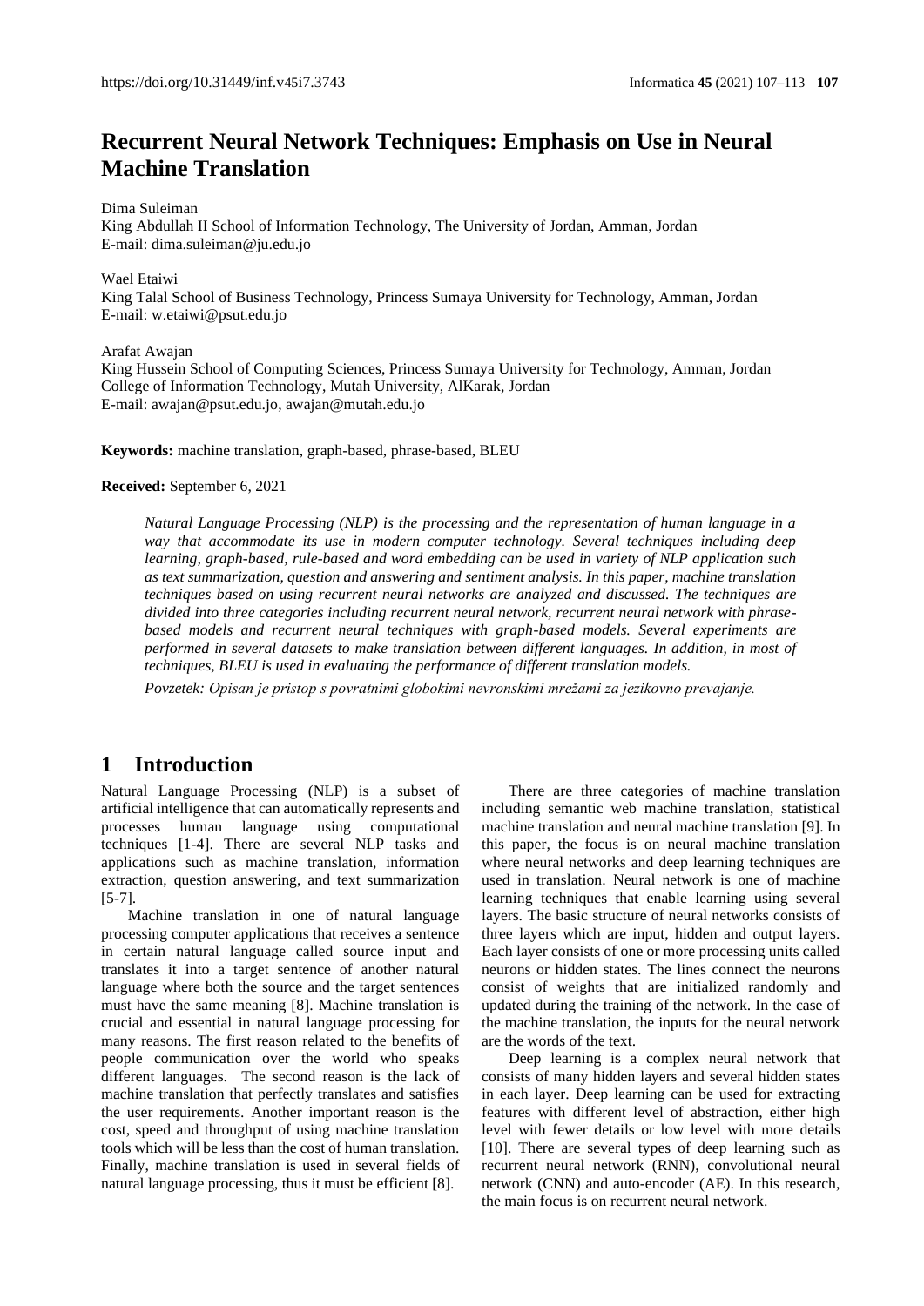# Recurrent Neural Network Techniques: Emphasis on Use in Neural Machine Translation

Dima Suleiman
King Abdullah II School of Information Technology, The University of Jordan, Amman, Jordan
E-mail: dima.suleiman@ju.edu.jo

Wael Etaiwi
King Talal School of Business Technology, Princess Sumaya University for Technology, Amman, Jordan
E-mail: w.etaiwi@psut.edu.jo

Arafat Awajan
King Hussein School of Computing Sciences, Princess Sumaya University for Technology, Amman, Jordan
College of Information Technology, Mutah University, AlKarak, Jordan
E-mail: awajan@psut.edu.jo, awajan@mutah.edu.jo

**Keywords:** machine translation, graph-based, phrase-based, BLEU

**Received:** September 6, 2021

*Natural Language Processing (NLP) is the processing and the representation of human language in a way that accommodate its use in modern computer technology. Several techniques including deep learning, graph-based, rule-based and word embedding can be used in variety of NLP application such as text summarization, question and answering and sentiment analysis. In this paper, machine translation techniques based on using recurrent neural networks are analyzed and discussed. The techniques are divided into three categories including recurrent neural network, recurrent neural network with phrase-based models and recurrent neural techniques with graph-based models. Several experiments are performed in several datasets to make translation between different languages. In addition, in most of techniques, BLEU is used in evaluating the performance of different translation models.*

*Povzetek: Opisan je pristop s povratnimi globokimi nevronskimi mrežami za jezikovno prevajanje.*

## 1 Introduction

Natural Language Processing (NLP) is a subset of artificial intelligence that can automatically represents and processes human language using computational techniques [1-4]. There are several NLP tasks and applications such as machine translation, information extraction, question answering, and text summarization [5-7].

Machine translation in one of natural language processing computer applications that receives a sentence in certain natural language called source input and translates it into a target sentence of another natural language where both the source and the target sentences must have the same meaning [8]. Machine translation is crucial and essential in natural language processing for many reasons. The first reason related to the benefits of people communication over the world who speaks different languages. The second reason is the lack of machine translation that perfectly translates and satisfies the user requirements. Another important reason is the cost, speed and throughput of using machine translation tools which will be less than the cost of human translation. Finally, machine translation is used in several fields of natural language processing, thus it must be efficient [8].

There are three categories of machine translation including semantic web machine translation, statistical machine translation and neural machine translation [9]. In this paper, the focus is on neural machine translation where neural networks and deep learning techniques are used in translation. Neural network is one of machine learning techniques that enable learning using several layers. The basic structure of neural networks consists of three layers which are input, hidden and output layers. Each layer consists of one or more processing units called neurons or hidden states. The lines connect the neurons consist of weights that are initialized randomly and updated during the training of the network. In the case of the machine translation, the inputs for the neural network are the words of the text.

Deep learning is a complex neural network that consists of many hidden layers and several hidden states in each layer. Deep learning can be used for extracting features with different level of abstraction, either high level with fewer details or low level with more details [10]. There are several types of deep learning such as recurrent neural network (RNN), convolutional neural network (CNN) and auto-encoder (AE). In this research, the main focus is on recurrent neural network.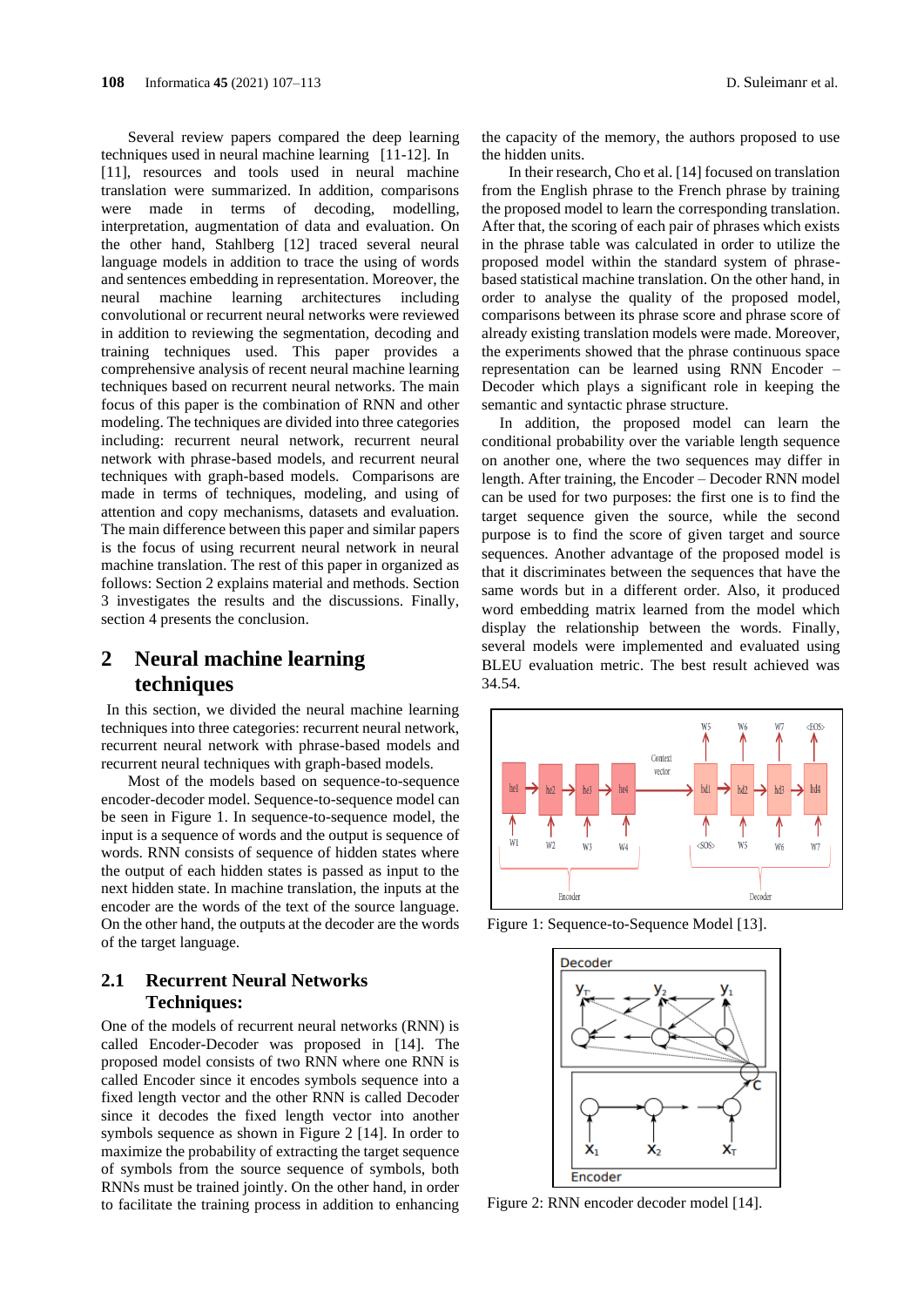Several review papers compared the deep learning techniques used in neural machine learning [11-12]. In [11], resources and tools used in neural machine translation were summarized. In addition, comparisons were made in terms of decoding, modelling, interpretation, augmentation of data and evaluation. On the other hand, Stahlberg [12] traced several neural language models in addition to trace the using of words and sentences embedding in representation. Moreover, the neural machine learning architectures including convolutional or recurrent neural networks were reviewed in addition to reviewing the segmentation, decoding and training techniques used. This paper provides a comprehensive analysis of recent neural machine learning techniques based on recurrent neural networks. The main focus of this paper is the combination of RNN and other modeling. The techniques are divided into three categories including: recurrent neural network, recurrent neural network with phrase-based models, and recurrent neural techniques with graph-based models. Comparisons are made in terms of techniques, modeling, and using of attention and copy mechanisms, datasets and evaluation. The main difference between this paper and similar papers is the focus of using recurrent neural network in neural machine translation. The rest of this paper in organized as follows: Section 2 explains material and methods. Section 3 investigates the results and the discussions. Finally, section 4 presents the conclusion.

## 2 Neural machine learning techniques

In this section, we divided the neural machine learning techniques into three categories: recurrent neural network, recurrent neural network with phrase-based models and recurrent neural techniques with graph-based models.

Most of the models based on sequence-to-sequence encoder-decoder model. Sequence-to-sequence model can be seen in Figure 1. In sequence-to-sequence model, the input is a sequence of words and the output is a sequence of words. RNN consists of sequence of hidden states where the output of each hidden states is passed as input to the next hidden state. In machine translation, the inputs at the encoder are the words of the text of the source language. On the other hand, the outputs at the decoder are the words of the target language.

### 2.1 Recurrent Neural Networks Techniques:

One of the models of recurrent neural networks (RNN) is called Encoder-Decoder was proposed in [14]. The proposed model consists of two RNN where one RNN is called Encoder since it encodes symbols sequence into a fixed length vector and the other RNN is called Decoder since it decodes the fixed length vector into another symbols sequence as shown in Figure 2 [14]. In order to maximize the probability of extracting the target sequence of symbols from the source sequence of symbols, both RNNs must be trained jointly. On the other hand, in order to facilitate the training process in addition to enhancing the capacity of the memory, the authors proposed to use the hidden units.

In their research, Cho et al. [14] focused on translation from the English phrase to the French phrase by training the proposed model to learn the corresponding translation. After that, the scoring of each pair of phrases which exists in the phrase table was calculated in order to utilize the proposed model within the standard system of phrase-based statistical machine translation. On the other hand, in order to analyse the quality of the proposed model, comparisons between its phrase score and phrase score of already existing translation models were made. Moreover, the experiments showed that the phrase continuous space representation can be learned using RNN Encoder – Decoder which plays a significant role in keeping the semantic and syntactic phrase structure.

In addition, the proposed model can learn the conditional probability over the variable length sequence on another one, where the two sequences may differ in length. After training, the Encoder – Decoder RNN model can be used for two purposes: the first one is to find the target sequence given the source, while the second purpose is to find the score of given target and source sequences. Another advantage of the proposed model is that it discriminates between the sequences that have the same words but in a different order. Also, it produced word embedding matrix learned from the model which display the relationship between the words. Finally, several models were implemented and evaluated using BLEU evaluation metric. The best result achieved was 34.54.

Figure 1: Sequence-to-Sequence Model [13].

Figure 2: RNN encoder decoder model [14].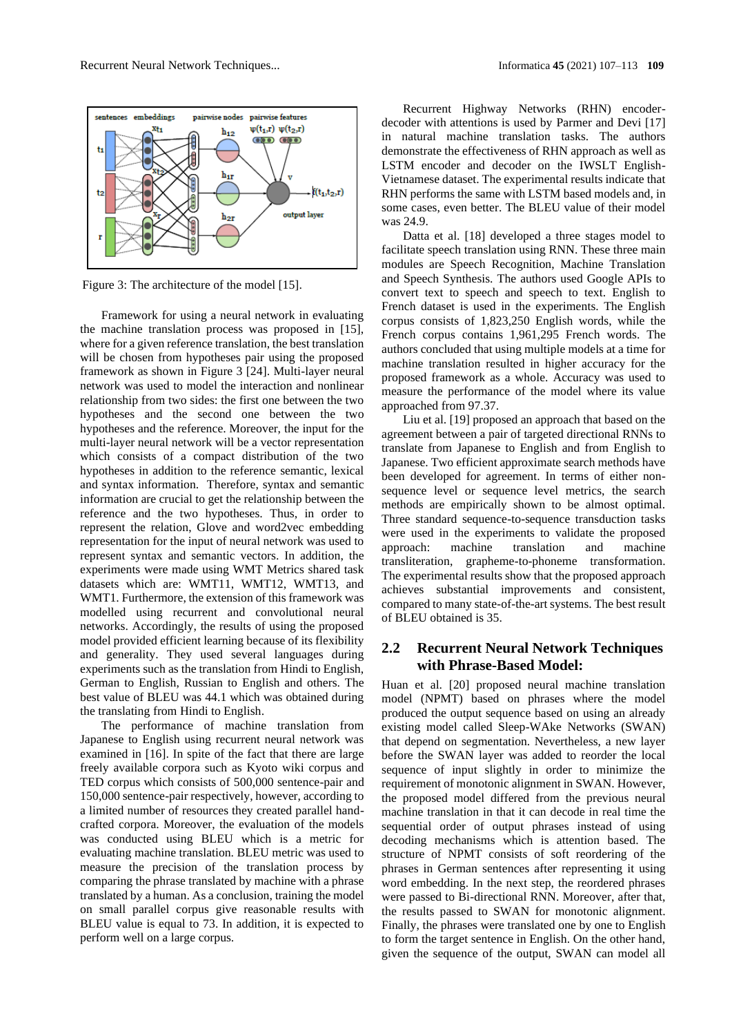Figure 3: The architecture of the model [15].

Framework for using a neural network in evaluating the machine translation process was proposed in [15], where for a given reference translation, the best translation will be chosen from hypotheses pair using the proposed framework as shown in Figure 3 [24]. Multi-layer neural network was used to model the interaction and nonlinear relationship from two sides: the first one between the two hypotheses and the second one between the two hypotheses and the reference. Moreover, the input for the multi-layer neural network will be a vector representation which consists of a compact distribution of the two hypotheses in addition to the reference semantic, lexical and syntax information. Therefore, syntax and semantic information are crucial to get the relationship between the reference and the two hypotheses. Thus, in order to represent the relation, Glove and word2vec embedding representation for the input of neural network was used to represent syntax and semantic vectors. In addition, the experiments were made using WMT Metrics shared task datasets which are: WMT11, WMT12, WMT13, and WMT1. Furthermore, the extension of this framework was modelled using recurrent and convolutional neural networks. Accordingly, the results of using the proposed model provided efficient learning because of its flexibility and generality. They used several languages during experiments such as the translation from Hindi to English, German to English, Russian to English and others. The best value of BLEU was 44.1 which was obtained during the translating from Hindi to English.

The performance of machine translation from Japanese to English using recurrent neural network was examined in [16]. In spite of the fact that there are large freely available corpora such as Kyoto wiki corpus and TED corpus which consists of 500,000 sentence-pair and 150,000 sentence-pair respectively, however, according to a limited number of resources they created parallel hand-crafted corpora. Moreover, the evaluation of the models was conducted using BLEU which is a metric for evaluating machine translation. BLEU metric was used to measure the precision of the translation process by comparing the phrase translated by machine with a phrase translated by a human. As a conclusion, training the model on small parallel corpus give reasonable results with BLEU value is equal to 73. In addition, it is expected to perform well on a large corpus.

Recurrent Highway Networks (RHN) encoder-decoder with attentions is used by Parmer and Devi [17] in natural machine translation tasks. The authors demonstrate the effectiveness of RHN approach as well as LSTM encoder and decoder on the IWSLT English-Vietnamese dataset. The experimental results indicate that RHN performs the same with LSTM based models and, in some cases, even better. The BLEU value of their model was 24.9.

Datta et al. [18] developed a three stages model to facilitate speech translation using RNN. These three main modules are Speech Recognition, Machine Translation and Speech Synthesis. The authors used Google APIs to convert text to speech and speech to text. English to French dataset is used in the experiments. The English corpus consists of 1,823,250 English words, while the French corpus contains 1,961,295 French words. The authors concluded that using multiple models at a time for machine translation resulted in higher accuracy for the proposed framework as a whole. Accuracy was used to measure the performance of the model where its value approached from 97.37.

Liu et al. [19] proposed an approach that based on the agreement between a pair of targeted directional RNNs to translate from Japanese to English and from English to Japanese. Two efficient approximate search methods have been developed for agreement. In terms of either non-sequence level or sequence level metrics, the search methods are empirically shown to be almost optimal. Three standard sequence-to-sequence transduction tasks were used in the experiments to validate the proposed approach: machine translation and machine transliteration, grapheme-to-phoneme transformation. The experimental results show that the proposed approach achieves substantial improvements and consistent, compared to many state-of-the-art systems. The best result of BLEU obtained is 35.

## 2.2 Recurrent Neural Network Techniques with Phrase-Based Model:

Huan et al. [20] proposed neural machine translation model (NPMT) based on phrases where the model produced the output sequence based on using an already existing model called Sleep-WAke Networks (SWAN) that depend on segmentation. Nevertheless, a new layer before the SWAN layer was added to reorder the local sequence of input slightly in order to minimize the requirement of monotonic alignment in SWAN. However, the proposed model differed from the previous neural machine translation in that it can decode in real time the sequential order of output phrases instead of using decoding mechanisms which is attention based. The structure of NPMT consists of soft reordering of the phrases in German sentences after representing it using word embedding. In the next step, the reordered phrases were passed to Bi-directional RNN. Moreover, after that, the results passed to SWAN for monotonic alignment. Finally, the phrases were translated one by one to English to form the target sentence in English. On the other hand, given the sequence of the output, SWAN can model all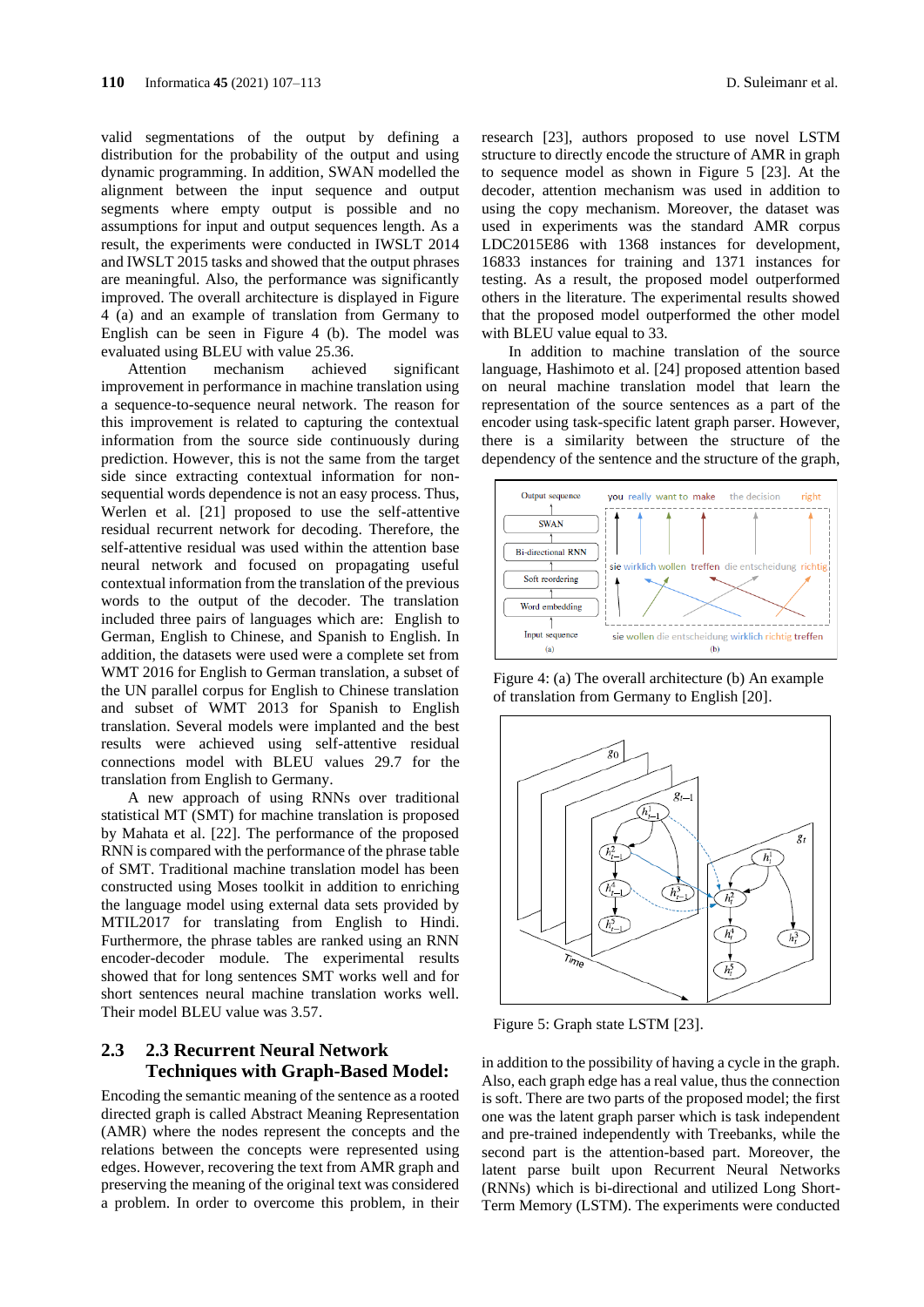valid segmentations of the output by defining a distribution for the probability of the output and using dynamic programming. In addition, SWAN modelled the alignment between the input sequence and output segments where empty output is possible and no assumptions for input and output sequences length. As a result, the experiments were conducted in IWSLT 2014 and IWSLT 2015 tasks and showed that the output phrases are meaningful. Also, the performance was significantly improved. The overall architecture is displayed in Figure 4 (a) and an example of translation from Germany to English can be seen in Figure 4 (b). The model was evaluated using BLEU with value 25.36.

Attention mechanism achieved significant improvement in performance in machine translation using a sequence-to-sequence neural network. The reason for this improvement is related to capturing the contextual information from the source side continuously during prediction. However, this is not the same from the target side since extracting contextual information for non-sequential words dependence is not an easy process. Thus, Werlen et al. [21] proposed to use the self-attentive residual recurrent network for decoding. Therefore, the self-attentive residual was used within the attention base neural network and focused on propagating useful contextual information from the translation of the previous words to the output of the decoder. The translation included three pairs of languages which are: English to German, English to Chinese, and Spanish to English. In addition, the datasets were used were a complete set from WMT 2016 for English to German translation, a subset of the UN parallel corpus for English to Chinese translation and subset of WMT 2013 for Spanish to English translation. Several models were implanted and the best results were achieved using self-attentive residual connections model with BLEU values 29.7 for the translation from English to Germany.

A new approach of using RNNs over traditional statistical MT (SMT) for machine translation is proposed by Mahata et al. [22]. The performance of the proposed RNN is compared with the performance of the phrase table of SMT. Traditional machine translation model has been constructed using Moses toolkit in addition to enriching the language model using external data sets provided by MTIL2017 for translating from English to Hindi. Furthermore, the phrase tables are ranked using an RNN encoder-decoder module. The experimental results showed that for long sentences SMT works well and for short sentences neural machine translation works well. Their model BLEU value was 3.57.

## 2.3 2.3 Recurrent Neural Network Techniques with Graph-Based Model:

Encoding the semantic meaning of the sentence as a rooted directed graph is called Abstract Meaning Representation (AMR) where the nodes represent the concepts and the relations between the concepts were represented using edges. However, recovering the text from AMR graph and preserving the meaning of the original text was considered a problem. In order to overcome this problem, in their research [23], authors proposed to use novel LSTM structure to directly encode the structure of AMR in graph to sequence model as shown in Figure 5 [23]. At the decoder, attention mechanism was used in addition to using the copy mechanism. Moreover, the dataset was used in experiments was the standard AMR corpus LDC2015E86 with 1368 instances for development, 16833 instances for training and 1371 instances for testing. As a result, the proposed model outperformed others in the literature. The experimental results showed that the proposed model outperformed the other model with BLEU value equal to 33.

In addition to machine translation of the source language, Hashimoto et al. [24] proposed attention based on neural machine translation model that learn the representation of the source sentences as a part of the encoder using task-specific latent graph parser. However, there is a similarity between the structure of the dependency of the sentence and the structure of the graph,

Figure 4: (a) The overall architecture (b) An example of translation from Germany to English [20].

Figure 5: Graph state LSTM [23].

in addition to the possibility of having a cycle in the graph. Also, each graph edge has a real value, thus the connection is soft. There are two parts of the proposed model; the first one was the latent graph parser which is task independent and pre-trained independently with Treebanks, while the second part is the attention-based part. Moreover, the latent parse built upon Recurrent Neural Networks (RNNs) which is bi-directional and utilized Long Short-Term Memory (LSTM). The experiments were conducted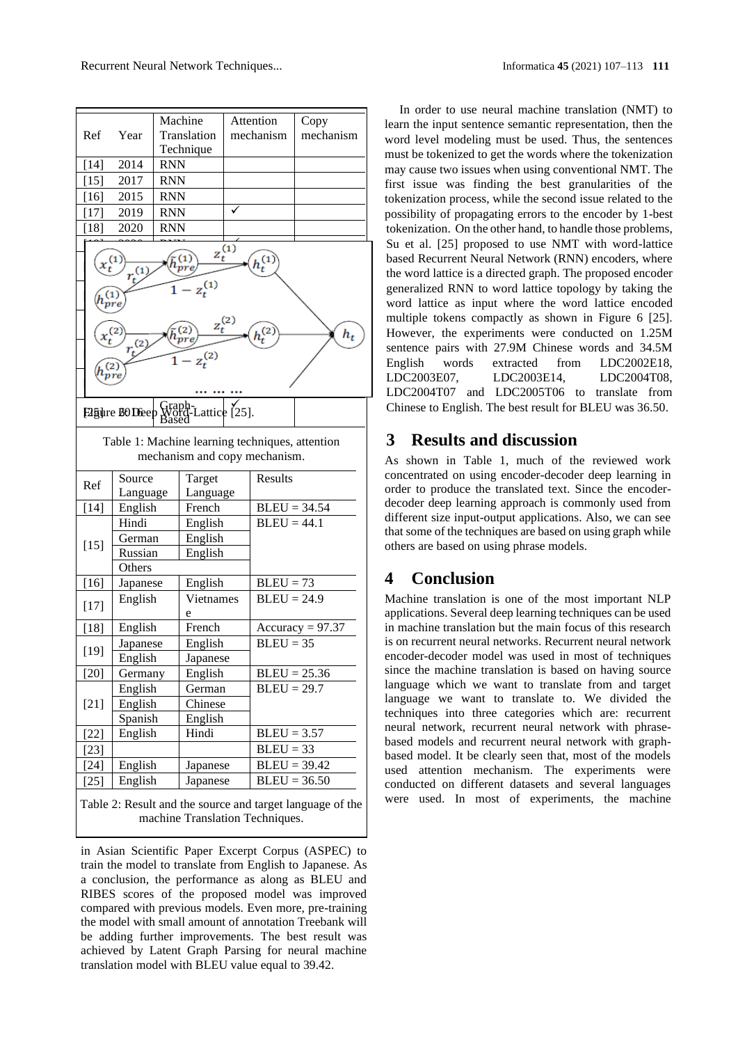| Ref | Year | Machine Translation Technique | Attention mechanism | Copy mechanism |
|---|---|---|---|---|
| [14] | 2014 | RNN | | |
| [15] | 2017 | RNN | | |
| [16] | 2015 | RNN | | |
| [17] | 2019 | RNN | ✓ | |
| [18] | 2020 | RNN | | |
| [25] | 2016 | Graph-Based | ✓ | |

Figure 6: Deep Word-Lattice [25].

Table 1: Machine learning techniques, attention mechanism and copy mechanism.

| Ref | Source Language | Target Language | Results |
|---|---|---|---|
| [14] | English | French | BLEU = 34.54 |
| [15] | Hindi | English | BLEU = 44.1 |
| | German | English | |
| | Russian | English | |
| | Others | | |
| [16] | Japanese | English | BLEU = 73 |
| [17] | English | Vietnamese | BLEU = 24.9 |
| [18] | English | French | Accuracy = 97.37 |
| [19] | Japanese | English | BLEU = 35 |
| | English | Japanese | |
| [20] | Germany | English | BLEU = 25.36 |
| [21] | English | German | BLEU = 29.7 |
| | English | Chinese | |
| | Spanish | English | |
| [22] | English | Hindi | BLEU = 3.57 |
| [23] | | | BLEU = 33 |
| [24] | English | Japanese | BLEU = 39.42 |
| [25] | English | Japanese | BLEU = 36.50 |

Table 2: Result and the source and target language of the machine Translation Techniques.

in Asian Scientific Paper Excerpt Corpus (ASPEC) to train the model to translate from English to Japanese. As a conclusion, the performance as along as BLEU and RIBES scores of the proposed model was improved compared with previous models. Even more, pre-training the model with small amount of annotation Treebank will be adding further improvements. The best result was achieved by Latent Graph Parsing for neural machine translation model with BLEU value equal to 39.42.

In order to use neural machine translation (NMT) to learn the input sentence semantic representation, then the word level modeling must be used. Thus, the sentences must be tokenized to get the words where the tokenization may cause two issues when using conventional NMT. The first issue was finding the best granularities of the tokenization process, while the second issue related to the possibility of propagating errors to the encoder by 1-best tokenization. On the other hand, to handle those problems, Su et al. [25] proposed to use NMT with word-lattice based Recurrent Neural Network (RNN) encoders, where the word lattice is a directed graph. The proposed encoder generalized RNN to word lattice topology by taking the word lattice as input where the word lattice encoded multiple tokens compactly as shown in Figure 6 [25]. However, the experiments were conducted on 1.25M sentence pairs with 27.9M Chinese words and 34.5M English words extracted from LDC2002E18, LDC2003E07, LDC2003E14, LDC2004T08, LDC2004T07 and LDC2005T06 to translate from Chinese to English. The best result for BLEU was 36.50.

## 3 Results and discussion

As shown in Table 1, much of the reviewed work concentrated on using encoder-decoder deep learning in order to produce the translated text. Since the encoder-decoder deep learning approach is commonly used from different size input-output applications. Also, we can see that some of the techniques are based on using graph while others are based on using phrase models.

## 4 Conclusion

Machine translation is one of the most important NLP applications. Several deep learning techniques can be used in machine translation but the main focus of this research is on recurrent neural networks. Recurrent neural network encoder-decoder model was used in most of techniques since the machine translation is based on having source language which we want to translate from and target language we want to translate to. We divided the techniques into three categories which are: recurrent neural network, recurrent neural network with phrase-based models and recurrent neural network with graph-based model. It be clearly seen that, most of the models used attention mechanism. The experiments were conducted on different datasets and several languages were used. In most of experiments, the machine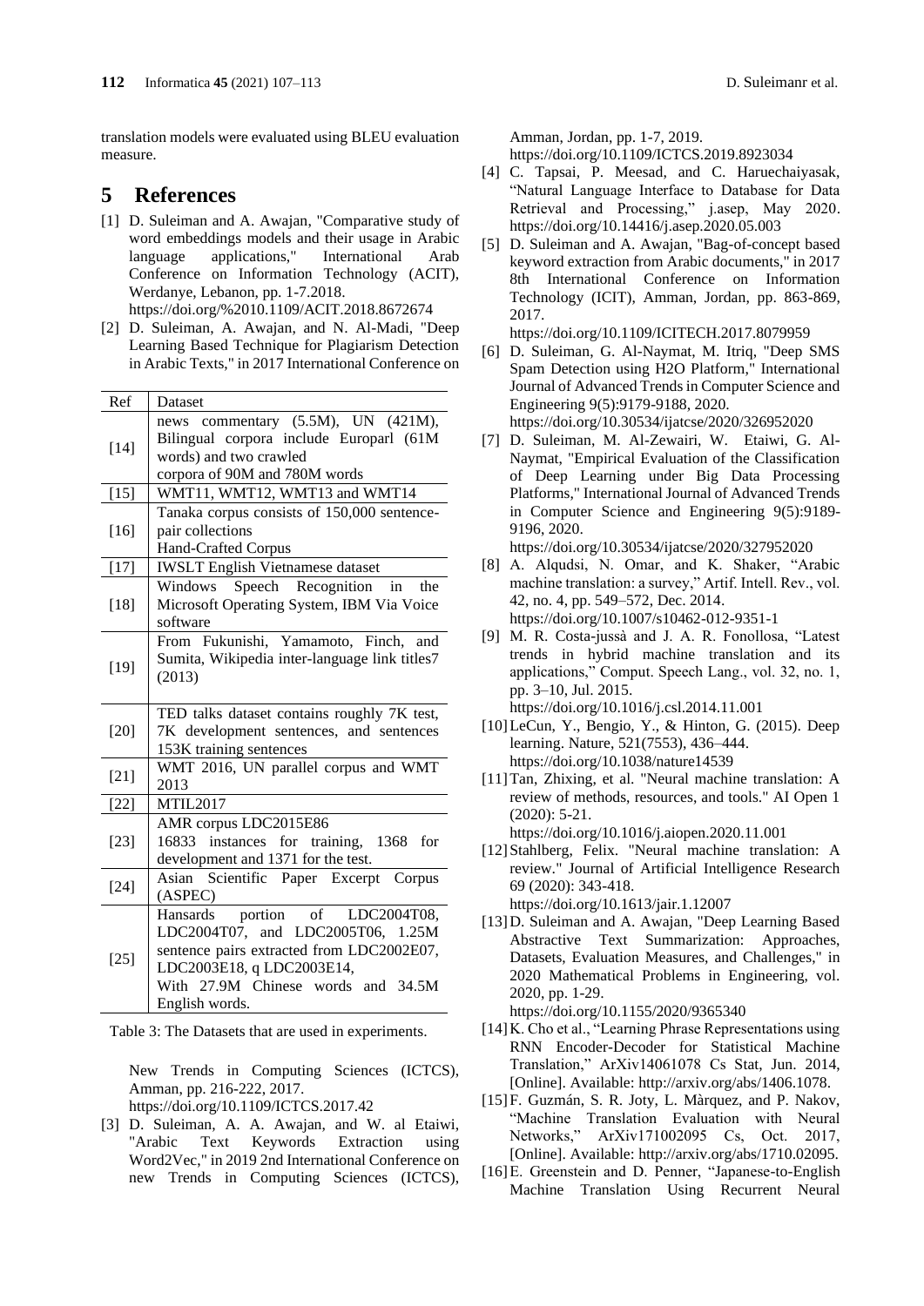translation models were evaluated using BLEU evaluation measure.

# 5 References

[1] D. Suleiman and A. Awajan, "Comparative study of word embeddings models and their usage in Arabic language applications," International Arab Conference on Information Technology (ACIT), Werdanye, Lebanon, pp. 1-7.2018. https://doi.org/%2010.1109/ACIT.2018.8672674

[2] D. Suleiman, A. Awajan, and N. Al-Madi, "Deep Learning Based Technique for Plagiarism Detection in Arabic Texts," in 2017 International Conference on New Trends in Computing Sciences (ICTCS), Amman, pp. 216-222, 2017. https://doi.org/10.1109/ICTCS.2017.42

| Ref | Dataset |
|---|---|
| [14] | news commentary (5.5M), UN (421M), Bilingual corpora include Europarl (61M words) and two crawled corpora of 90M and 780M words |
| [15] | WMT11, WMT12, WMT13 and WMT14 |
| [16] | Tanaka corpus consists of 150,000 sentence-pair collections Hand-Crafted Corpus |
| [17] | IWSLT English Vietnamese dataset |
| [18] | Windows Speech Recognition in the Microsoft Operating System, IBM Via Voice software |
| [19] | From Fukunishi, Yamamoto, Finch, and Sumita, Wikipedia inter-language link titles7 (2013) |
| [20] | TED talks dataset contains roughly 7K test, 7K development sentences, and sentences 153K training sentences |
| [21] | WMT 2016, UN parallel corpus and WMT 2013 |
| [22] | MTIL2017 |
| [23] | AMR corpus LDC2015E86 16833 instances for training, 1368 for development and 1371 for the test. |
| [24] | Asian Scientific Paper Excerpt Corpus (ASPEC) |
| [25] | Hansards portion of LDC2004T08, LDC2004T07, and LDC2005T06, 1.25M sentence pairs extracted from LDC2002E07, LDC2003E18, q LDC2003E14, With 27.9M Chinese words and 34.5M English words. |

Table 3: The Datasets that are used in experiments.

[3] D. Suleiman, A. A. Awajan, and W. al Etaiwi, "Arabic Text Keywords Extraction using Word2Vec," in 2019 2nd International Conference on new Trends in Computing Sciences (ICTCS), Amman, Jordan, pp. 1-7, 2019. https://doi.org/10.1109/ICTCS.2019.8923034

[4] C. Tapsai, P. Meesad, and C. Haruechaiyasak, "Natural Language Interface to Database for Data Retrieval and Processing," j.asep, May 2020. https://doi.org/10.14416/j.asep.2020.05.003

[5] D. Suleiman and A. Awajan, "Bag-of-concept based keyword extraction from Arabic documents," in 2017 8th International Conference on Information Technology (ICIT), Amman, Jordan, pp. 863-869, 2017. https://doi.org/10.1109/ICITECH.2017.8079959

[6] D. Suleiman, G. Al-Naymat, M. Itriq, "Deep SMS Spam Detection using H2O Platform," International Journal of Advanced Trends in Computer Science and Engineering 9(5):9179-9188, 2020. https://doi.org/10.30534/ijatcse/2020/326952020

[7] D. Suleiman, M. Al-Zewairi, W. Etaiwi, G. Al-Naymat, "Empirical Evaluation of the Classification of Deep Learning under Big Data Processing Platforms," International Journal of Advanced Trends in Computer Science and Engineering 9(5):9189-9196, 2020. https://doi.org/10.30534/ijatcse/2020/327952020

[8] A. Alqudsi, N. Omar, and K. Shaker, "Arabic machine translation: a survey," Artif. Intell. Rev., vol. 42, no. 4, pp. 549–572, Dec. 2014. https://doi.org/10.1007/s10462-012-9351-1

[9] M. R. Costa-jussà and J. A. R. Fonollosa, "Latest trends in hybrid machine translation and its applications," Comput. Speech Lang., vol. 32, no. 1, pp. 3–10, Jul. 2015. https://doi.org/10.1016/j.csl.2014.11.001

[10] LeCun, Y., Bengio, Y., & Hinton, G. (2015). Deep learning. Nature, 521(7553), 436–444. https://doi.org/10.1038/nature14539

[11] Tan, Zhixing, et al. "Neural machine translation: A review of methods, resources, and tools." AI Open 1 (2020): 5-21. https://doi.org/10.1016/j.aiopen.2020.11.001

[12] Stahlberg, Felix. "Neural machine translation: A review." Journal of Artificial Intelligence Research 69 (2020): 343-418. https://doi.org/10.1613/jair.1.12007

[13] D. Suleiman and A. Awajan, "Deep Learning Based Abstractive Text Summarization: Approaches, Datasets, Evaluation Measures, and Challenges," in 2020 Mathematical Problems in Engineering, vol. 2020, pp. 1-29. https://doi.org/10.1155/2020/9365340

[14] K. Cho et al., "Learning Phrase Representations using RNN Encoder-Decoder for Statistical Machine Translation," ArXiv14061078 Cs Stat, Jun. 2014, [Online]. Available: http://arxiv.org/abs/1406.1078.

[15] F. Guzmán, S. R. Joty, L. Màrquez, and P. Nakov, "Machine Translation Evaluation with Neural Networks," ArXiv171002095 Cs, Oct. 2017, [Online]. Available: http://arxiv.org/abs/1710.02095.

[16] E. Greenstein and D. Penner, "Japanese-to-English Machine Translation Using Recurrent Neural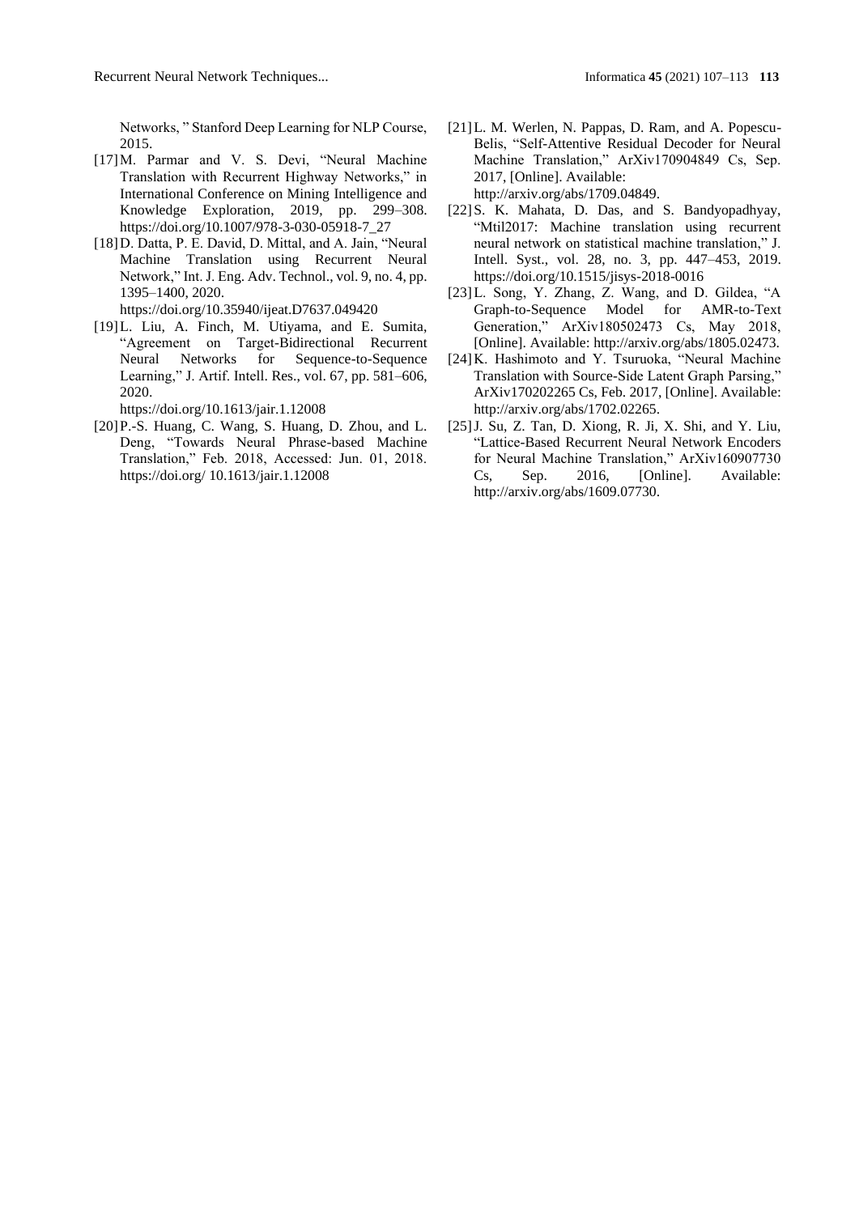Networks, " Stanford Deep Learning for NLP Course, 2015.

[17] M. Parmar and V. S. Devi, "Neural Machine Translation with Recurrent Highway Networks," in International Conference on Mining Intelligence and Knowledge Exploration, 2019, pp. 299–308. https://doi.org/10.1007/978-3-030-05918-7_27

[18] D. Datta, P. E. David, D. Mittal, and A. Jain, "Neural Machine Translation using Recurrent Neural Network," Int. J. Eng. Adv. Technol., vol. 9, no. 4, pp. 1395–1400, 2020. https://doi.org/10.35940/ijeat.D7637.049420

[19] L. Liu, A. Finch, M. Utiyama, and E. Sumita, "Agreement on Target-Bidirectional Recurrent Neural Networks for Sequence-to-Sequence Learning," J. Artif. Intell. Res., vol. 67, pp. 581–606, 2020. https://doi.org/10.1613/jair.1.12008

[20] P.-S. Huang, C. Wang, S. Huang, D. Zhou, and L. Deng, "Towards Neural Phrase-based Machine Translation," Feb. 2018, Accessed: Jun. 01, 2018. https://doi.org/ 10.1613/jair.1.12008

[21] L. M. Werlen, N. Pappas, D. Ram, and A. Popescu-Belis, "Self-Attentive Residual Decoder for Neural Machine Translation," ArXiv170904849 Cs, Sep. 2017, [Online]. Available: http://arxiv.org/abs/1709.04849.

[22] S. K. Mahata, D. Das, and S. Bandyopadhyay, "Mtil2017: Machine translation using recurrent neural network on statistical machine translation," J. Intell. Syst., vol. 28, no. 3, pp. 447–453, 2019. https://doi.org/10.1515/jisys-2018-0016

[23] L. Song, Y. Zhang, Z. Wang, and D. Gildea, "A Graph-to-Sequence Model for AMR-to-Text Generation," ArXiv180502473 Cs, May 2018, [Online]. Available: http://arxiv.org/abs/1805.02473.

[24] K. Hashimoto and Y. Tsuruoka, "Neural Machine Translation with Source-Side Latent Graph Parsing," ArXiv170202265 Cs, Feb. 2017, [Online]. Available: http://arxiv.org/abs/1702.02265.

[25] J. Su, Z. Tan, D. Xiong, R. Ji, X. Shi, and Y. Liu, "Lattice-Based Recurrent Neural Network Encoders for Neural Machine Translation," ArXiv160907730 Cs, Sep. 2016, [Online]. Available: http://arxiv.org/abs/1609.07730.